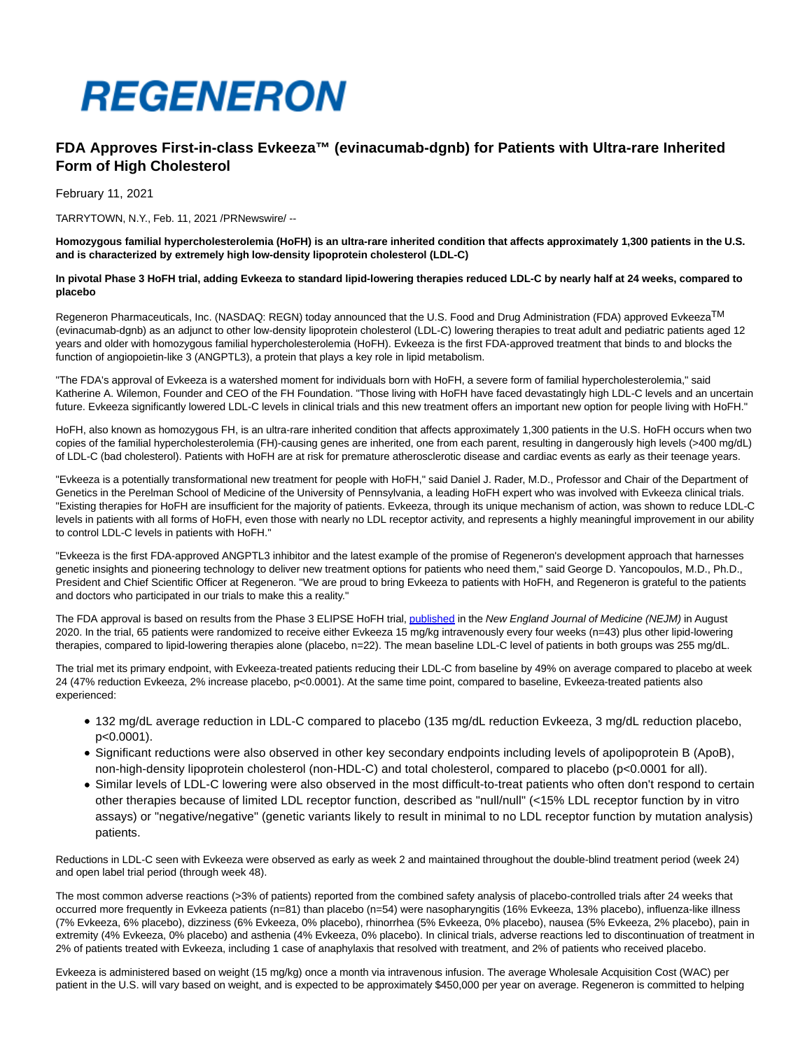# REGENERON

## FDA Approves First-in-class Evkeeza™ (evinacumab-dgnb) for Patients with Ultra-rare Inherited Form of High Cholesterol

February 11, 2021

TARRYTOWN, N.Y., Feb. 11, 2021 /PRNewswire/ --

**Homozygous familial hypercholesterolemia (HoFH) is an ultra-rare inherited condition that affects approximately 1,300 patients in the U.S. and is characterized by extremely high low-density lipoprotein cholesterol (LDL-C)**

**In pivotal Phase 3 HoFH trial, adding Evkeeza to standard lipid-lowering therapies reduced LDL-C by nearly half at 24 weeks, compared to placebo**

Regeneron Pharmaceuticals, Inc. (NASDAQ: REGN) today announced that the U.S. Food and Drug Administration (FDA) approved Evkeeza™ (evinacumab-dgnb) as an adjunct to other low-density lipoprotein cholesterol (LDL-C) lowering therapies to treat adult and pediatric patients aged 12 years and older with homozygous familial hypercholesterolemia (HoFH). Evkeeza is the first FDA-approved treatment that binds to and blocks the function of angiopoietin-like 3 (ANGPTL3), a protein that plays a key role in lipid metabolism.

"The FDA's approval of Evkeeza is a watershed moment for individuals born with HoFH, a severe form of familial hypercholesterolemia," said Katherine A. Wilemon, Founder and CEO of the FH Foundation. "Those living with HoFH have faced devastatingly high LDL-C levels and an uncertain future. Evkeeza significantly lowered LDL-C levels in clinical trials and this new treatment offers an important new option for people living with HoFH."

HoFH, also known as homozygous FH, is an ultra-rare inherited condition that affects approximately 1,300 patients in the U.S. HoFH occurs when two copies of the familial hypercholesterolemia (FH)-causing genes are inherited, one from each parent, resulting in dangerously high levels (>400 mg/dL) of LDL-C (bad cholesterol). Patients with HoFH are at risk for premature atherosclerotic disease and cardiac events as early as their teenage years.

"Evkeeza is a potentially transformational new treatment for people with HoFH," said Daniel J. Rader, M.D., Professor and Chair of the Department of Genetics in the Perelman School of Medicine of the University of Pennsylvania, a leading HoFH expert who was involved with Evkeeza clinical trials. "Existing therapies for HoFH are insufficient for the majority of patients. Evkeeza, through its unique mechanism of action, was shown to reduce LDL-C levels in patients with all forms of HoFH, even those with nearly no LDL receptor activity, and represents a highly meaningful improvement in our ability to control LDL-C levels in patients with HoFH."

"Evkeeza is the first FDA-approved ANGPTL3 inhibitor and the latest example of the promise of Regeneron's development approach that harnesses genetic insights and pioneering technology to deliver new treatment options for patients who need them," said George D. Yancopoulos, M.D., Ph.D., President and Chief Scientific Officer at Regeneron. "We are proud to bring Evkeeza to patients with HoFH, and Regeneron is grateful to the patients and doctors who participated in our trials to make this a reality."

The FDA approval is based on results from the Phase 3 ELIPSE HoFH trial, published in the *New England Journal of Medicine (NEJM)* in August 2020. In the trial, 65 patients were randomized to receive either Evkeeza 15 mg/kg intravenously every four weeks (n=43) plus other lipid-lowering therapies, compared to lipid-lowering therapies alone (placebo, n=22). The mean baseline LDL-C level of patients in both groups was 255 mg/dL.

The trial met its primary endpoint, with Evkeeza-treated patients reducing their LDL-C from baseline by 49% on average compared to placebo at week 24 (47% reduction Evkeeza, 2% increase placebo, $p<0.0001$). At the same time point, compared to baseline, Evkeeza-treated patients also experienced:

- 132 mg/dL average reduction in LDL-C compared to placebo (135 mg/dL reduction Evkeeza, 3 mg/dL reduction placebo, $p<0.0001$).
- Significant reductions were also observed in other key secondary endpoints including levels of apolipoprotein B (ApoB), non-high-density lipoprotein cholesterol (non-HDL-C) and total cholesterol, compared to placebo ($p<0.0001$ for all).
- Similar levels of LDL-C lowering were also observed in the most difficult-to-treat patients who often don't respond to certain other therapies because of limited LDL receptor function, described as "null/null" (<15% LDL receptor function by in vitro assays) or "negative/negative" (genetic variants likely to result in minimal to no LDL receptor function by mutation analysis) patients.

Reductions in LDL-C seen with Evkeeza were observed as early as week 2 and maintained throughout the double-blind treatment period (week 24) and open label trial period (through week 48).

The most common adverse reactions (>3% of patients) reported from the combined safety analysis of placebo-controlled trials after 24 weeks that occurred more frequently in Evkeeza patients (n=81) than placebo (n=54) were nasopharyngitis (16% Evkeeza, 13% placebo), influenza-like illness (7% Evkeeza, 6% placebo), dizziness (6% Evkeeza, 0% placebo), rhinorrhea (5% Evkeeza, 0% placebo), nausea (5% Evkeeza, 2% placebo), pain in extremity (4% Evkeeza, 0% placebo) and asthenia (4% Evkeeza, 0% placebo). In clinical trials, adverse reactions led to discontinuation of treatment in 2% of patients treated with Evkeeza, including 1 case of anaphylaxis that resolved with treatment, and 2% of patients who received placebo.

Evkeeza is administered based on weight (15 mg/kg) once a month via intravenous infusion. The average Wholesale Acquisition Cost (WAC) per patient in the U.S. will vary based on weight, and is expected to be approximately $450,000 per year on average. Regeneron is committed to helping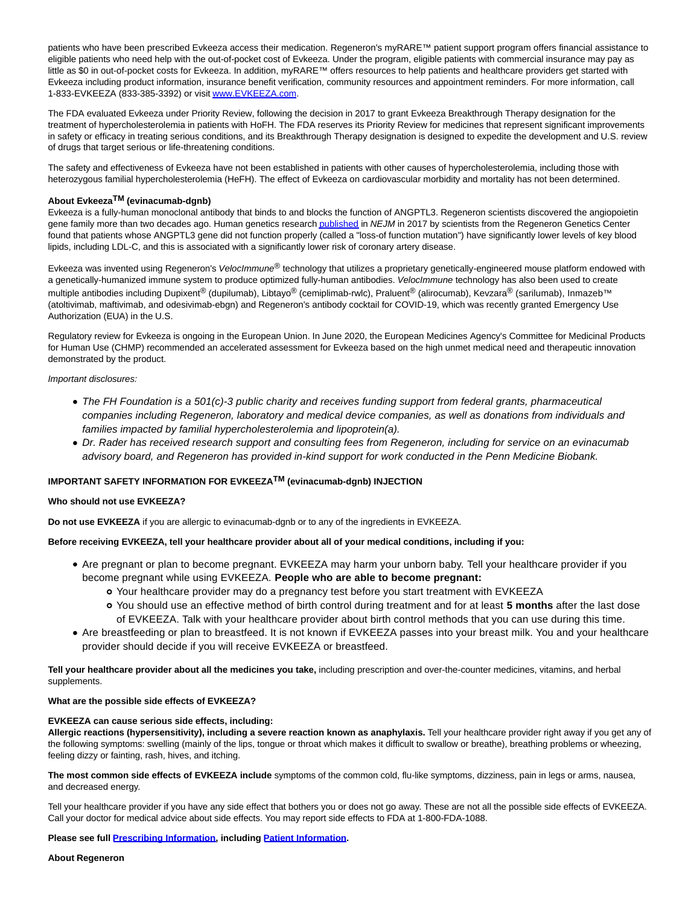patients who have been prescribed Evkeeza access their medication. Regeneron's myRARE™ patient support program offers financial assistance to eligible patients who need help with the out-of-pocket cost of Evkeeza. Under the program, eligible patients with commercial insurance may pay as little as $0 in out-of-pocket costs for Evkeeza. In addition, myRARE™ offers resources to help patients and healthcare providers get started with Evkeeza including product information, insurance benefit verification, community resources and appointment reminders. For more information, call 1-833-EVKEEZA (833-385-3392) or visit [www.EVKEEZA.com](www.EVKEEZA.com).

The FDA evaluated Evkeeza under Priority Review, following the decision in 2017 to grant Evkeeza Breakthrough Therapy designation for the treatment of hypercholesterolemia in patients with HoFH. The FDA reserves its Priority Review for medicines that represent significant improvements in safety or efficacy in treating serious conditions, and its Breakthrough Therapy designation is designed to expedite the development and U.S. review of drugs that target serious or life-threatening conditions.

The safety and effectiveness of Evkeeza have not been established in patients with other causes of hypercholesterolemia, including those with heterozygous familial hypercholesterolemia (HeFH). The effect of Evkeeza on cardiovascular morbidity and mortality has not been determined.

**About Evkeeza™ (evinacumab-dgnb)**

Evkeeza is a fully-human monoclonal antibody that binds to and blocks the function of ANGPTL3. Regeneron scientists discovered the angiopoietin gene family more than two decades ago. Human genetics research published in *NEJM* in 2017 by scientists from the Regeneron Genetics Center found that patients whose ANGPTL3 gene did not function properly (called a "loss-of function mutation") have significantly lower levels of key blood lipids, including LDL-C, and this is associated with a significantly lower risk of coronary artery disease.

Evkeeza was invented using Regeneron's *VelocImmune*® technology that utilizes a proprietary genetically-engineered mouse platform endowed with a genetically-humanized immune system to produce optimized fully-human antibodies. *VelocImmune* technology has also been used to create multiple antibodies including Dupixent® (dupilumab), Libtayo® (cemiplimab-rwlc), Praluent® (alirocumab), Kevzara® (sarilumab), Inmazeb™ (atoltivimab, maftivimab, and odesivimab-ebgn) and Regeneron's antibody cocktail for COVID-19, which was recently granted Emergency Use Authorization (EUA) in the U.S.

Regulatory review for Evkeeza is ongoing in the European Union. In June 2020, the European Medicines Agency's Committee for Medicinal Products for Human Use (CHMP) recommended an accelerated assessment for Evkeeza based on the high unmet medical need and therapeutic innovation demonstrated by the product.

*Important disclosures:*

- *The FH Foundation is a 501(c)-3 public charity and receives funding support from federal grants, pharmaceutical companies including Regeneron, laboratory and medical device companies, as well as donations from individuals and families impacted by familial hypercholesterolemia and lipoprotein(a).*
- *Dr. Rader has received research support and consulting fees from Regeneron, including for service on an evinacumab advisory board, and Regeneron has provided in-kind support for work conducted in the Penn Medicine Biobank.*

**IMPORTANT SAFETY INFORMATION FOR EVKEEZA™ (evinacumab-dgnb) INJECTION**

**Who should not use EVKEEZA?**

**Do not use EVKEEZA** if you are allergic to evinacumab-dgnb or to any of the ingredients in EVKEEZA.

**Before receiving EVKEEZA, tell your healthcare provider about all of your medical conditions, including if you:**

- Are pregnant or plan to become pregnant. EVKEEZA may harm your unborn baby. Tell your healthcare provider if you become pregnant while using EVKEEZA. **People who are able to become pregnant:**
  - Your healthcare provider may do a pregnancy test before you start treatment with EVKEEZA
  - You should use an effective method of birth control during treatment and for at least **5 months** after the last dose of EVKEEZA. Talk with your healthcare provider about birth control methods that you can use during this time.
- Are breastfeeding or plan to breastfeed. It is not known if EVKEEZA passes into your breast milk. You and your healthcare provider should decide if you will receive EVKEEZA or breastfeed.

**Tell your healthcare provider about all the medicines you take,** including prescription and over-the-counter medicines, vitamins, and herbal supplements.

**What are the possible side effects of EVKEEZA?**

**EVKEEZA can cause serious side effects, including:**

**Allergic reactions (hypersensitivity), including a severe reaction known as anaphylaxis.** Tell your healthcare provider right away if you get any of the following symptoms: swelling (mainly of the lips, tongue or throat which makes it difficult to swallow or breathe), breathing problems or wheezing, feeling dizzy or fainting, rash, hives, and itching.

**The most common side effects of EVKEEZA include** symptoms of the common cold, flu-like symptoms, dizziness, pain in legs or arms, nausea, and decreased energy.

Tell your healthcare provider if you have any side effect that bothers you or does not go away. These are not all the possible side effects of EVKEEZA. Call your doctor for medical advice about side effects. You may report side effects to FDA at 1-800-FDA-1088.

**Please see full Prescribing Information, including Patient Information.**

**About Regeneron**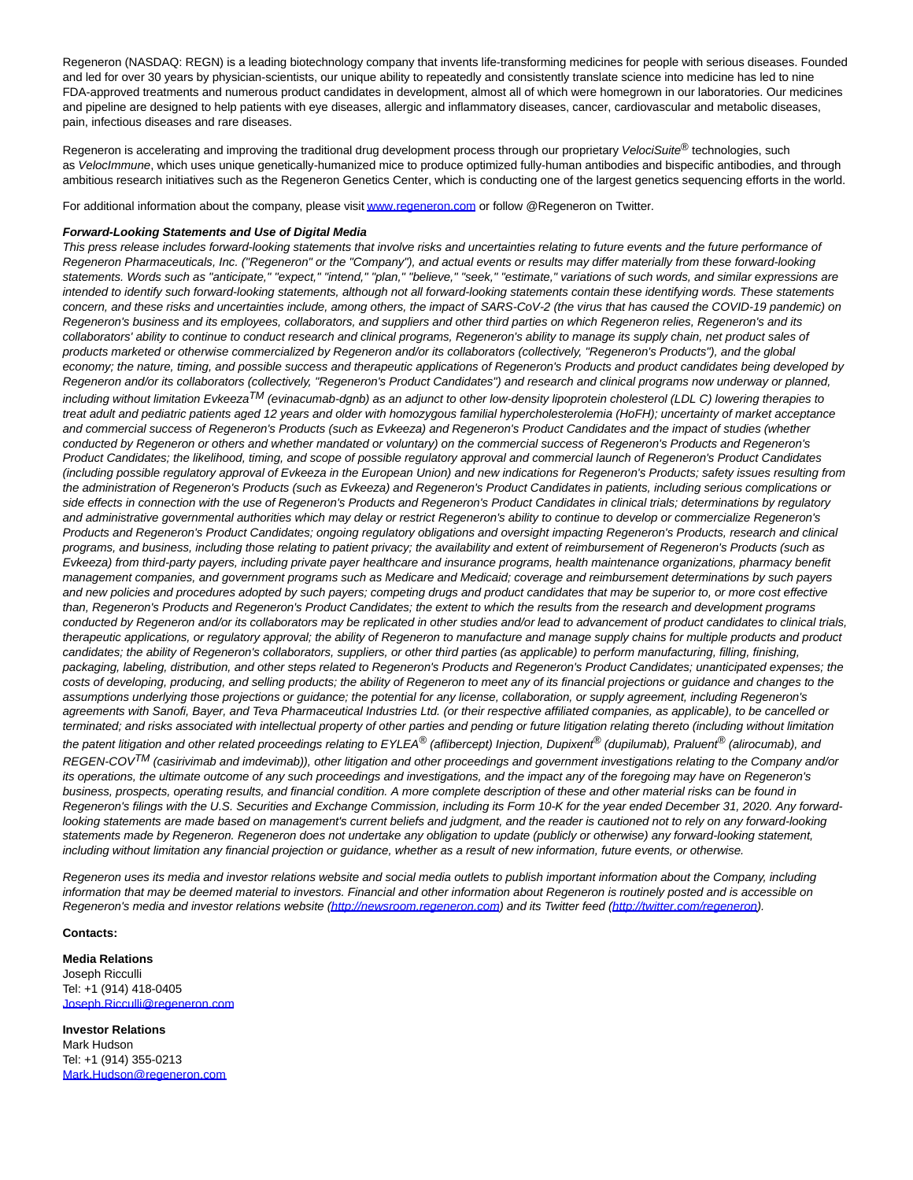Regeneron (NASDAQ: REGN) is a leading biotechnology company that invents life-transforming medicines for people with serious diseases. Founded and led for over 30 years by physician-scientists, our unique ability to repeatedly and consistently translate science into medicine has led to nine FDA-approved treatments and numerous product candidates in development, almost all of which were homegrown in our laboratories. Our medicines and pipeline are designed to help patients with eye diseases, allergic and inflammatory diseases, cancer, cardiovascular and metabolic diseases, pain, infectious diseases and rare diseases.

Regeneron is accelerating and improving the traditional drug development process through our proprietary *VelociSuite*® technologies, such as *VelocImmune*, which uses unique genetically-humanized mice to produce optimized fully-human antibodies and bispecific antibodies, and through ambitious research initiatives such as the Regeneron Genetics Center, which is conducting one of the largest genetics sequencing efforts in the world.

For additional information about the company, please visit [www.regeneron.com](http://www.regeneron.com) or follow @Regeneron on Twitter.

***Forward-Looking Statements and Use of Digital Media***

*This press release includes forward-looking statements that involve risks and uncertainties relating to future events and the future performance of Regeneron Pharmaceuticals, Inc. ("Regeneron" or the "Company"), and actual events or results may differ materially from these forward-looking statements. Words such as "anticipate," "expect," "intend," "plan," "believe," "seek," "estimate," variations of such words, and similar expressions are intended to identify such forward-looking statements, although not all forward-looking statements contain these identifying words. These statements concern, and these risks and uncertainties include, among others, the impact of SARS-CoV-2 (the virus that has caused the COVID-19 pandemic) on Regeneron's business and its employees, collaborators, and suppliers and other third parties on which Regeneron relies, Regeneron's and its collaborators' ability to continue to conduct research and clinical programs, Regeneron's ability to manage its supply chain, net product sales of products marketed or otherwise commercialized by Regeneron and/or its collaborators (collectively, "Regeneron's Products"), and the global economy; the nature, timing, and possible success and therapeutic applications of Regeneron's Products and product candidates being developed by Regeneron and/or its collaborators (collectively, "Regeneron's Product Candidates") and research and clinical programs now underway or planned, including without limitation Evkeeza™ (evinacumab-dgnb) as an adjunct to other low-density lipoprotein cholesterol (LDL C) lowering therapies to treat adult and pediatric patients aged 12 years and older with homozygous familial hypercholesterolemia (HoFH); uncertainty of market acceptance and commercial success of Regeneron's Products (such as Evkeeza) and Regeneron's Product Candidates and the impact of studies (whether conducted by Regeneron or others and whether mandated or voluntary) on the commercial success of Regeneron's Products and Regeneron's Product Candidates; the likelihood, timing, and scope of possible regulatory approval and commercial launch of Regeneron's Product Candidates (including possible regulatory approval of Evkeeza in the European Union) and new indications for Regeneron's Products; safety issues resulting from the administration of Regeneron's Products (such as Evkeeza) and Regeneron's Product Candidates in patients, including serious complications or side effects in connection with the use of Regeneron's Products and Regeneron's Product Candidates in clinical trials; determinations by regulatory and administrative governmental authorities which may delay or restrict Regeneron's ability to continue to develop or commercialize Regeneron's Products and Regeneron's Product Candidates; ongoing regulatory obligations and oversight impacting Regeneron's Products, research and clinical programs, and business, including those relating to patient privacy; the availability and extent of reimbursement of Regeneron's Products (such as Evkeeza) from third-party payers, including private payer healthcare and insurance programs, health maintenance organizations, pharmacy benefit management companies, and government programs such as Medicare and Medicaid; coverage and reimbursement determinations by such payers and new policies and procedures adopted by such payers; competing drugs and product candidates that may be superior to, or more cost effective than, Regeneron's Products and Regeneron's Product Candidates; the extent to which the results from the research and development programs conducted by Regeneron and/or its collaborators may be replicated in other studies and/or lead to advancement of product candidates to clinical trials, therapeutic applications, or regulatory approval; the ability of Regeneron to manufacture and manage supply chains for multiple products and product candidates; the ability of Regeneron's collaborators, suppliers, or other third parties (as applicable) to perform manufacturing, filling, finishing, packaging, labeling, distribution, and other steps related to Regeneron's Products and Regeneron's Product Candidates; unanticipated expenses; the costs of developing, producing, and selling products; the ability of Regeneron to meet any of its financial projections or guidance and changes to the assumptions underlying those projections or guidance; the potential for any license, collaboration, or supply agreement, including Regeneron's agreements with Sanofi, Bayer, and Teva Pharmaceutical Industries Ltd. (or their respective affiliated companies, as applicable), to be cancelled or terminated; and risks associated with intellectual property of other parties and pending or future litigation relating thereto (including without limitation the patent litigation and other related proceedings relating to EYLEA® (aflibercept) Injection, Dupixent® (dupilumab), Praluent® (alirocumab), and REGEN-COV™ (casirivimab and imdevimab)), other litigation and other proceedings and government investigations relating to the Company and/or its operations, the ultimate outcome of any such proceedings and investigations, and the impact any of the foregoing may have on Regeneron's business, prospects, operating results, and financial condition. A more complete description of these and other material risks can be found in Regeneron's filings with the U.S. Securities and Exchange Commission, including its Form 10-K for the year ended December 31, 2020. Any forward-looking statements are made based on management's current beliefs and judgment, and the reader is cautioned not to rely on any forward-looking statements made by Regeneron. Regeneron does not undertake any obligation to update (publicly or otherwise) any forward-looking statement, including without limitation any financial projection or guidance, whether as a result of new information, future events, or otherwise.*

*Regeneron uses its media and investor relations website and social media outlets to publish important information about the Company, including information that may be deemed material to investors. Financial and other information about Regeneron is routinely posted and is accessible on Regeneron's media and investor relations website ([http://newsroom.regeneron.com](http://newsroom.regeneron.com)) and its Twitter feed ([http://twitter.com/regeneron](http://twitter.com/regeneron)).*

**Contacts:**

**Media Relations**
Joseph Ricculli
Tel: +1 (914) 418-0405
[Joseph.Ricculli@regeneron.com](mailto:Joseph.Ricculli@regeneron.com)

**Investor Relations**
Mark Hudson
Tel: +1 (914) 355-0213
[Mark.Hudson@regeneron.com](mailto:Mark.Hudson@regeneron.com)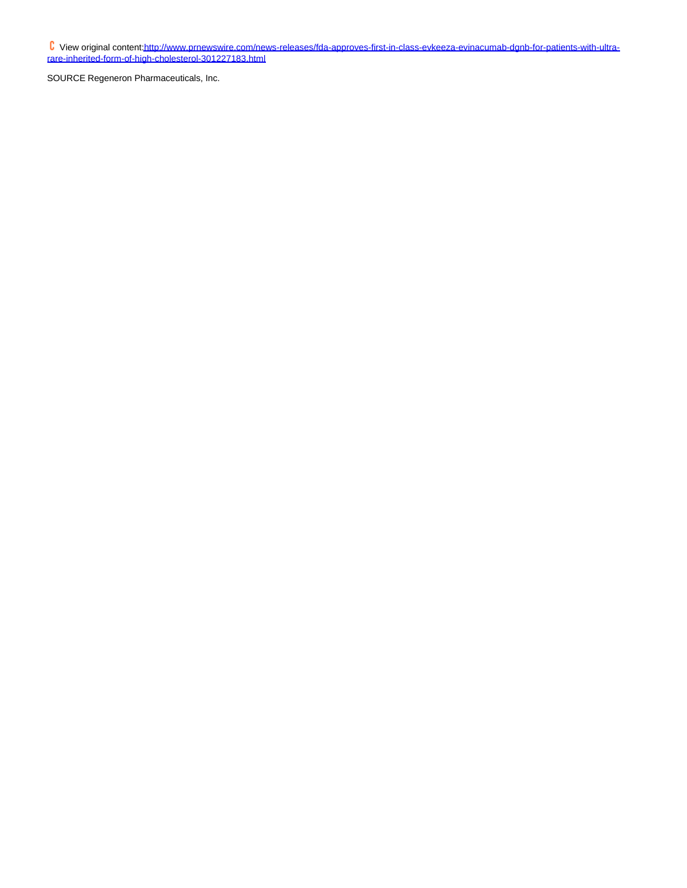View original content:[http://www.prnewswire.com/news-releases/fda-approves-first-in-class-evkeeza-evinacumab-dgnb-for-patients-with-ultra-rare-inherited-form-of-high-cholesterol-301227183.html](http://www.prnewswire.com/news-releases/fda-approves-first-in-class-evkeeza-evinacumab-dgnb-for-patients-with-ultra-rare-inherited-form-of-high-cholesterol-301227183.html)

SOURCE Regeneron Pharmaceuticals, Inc.